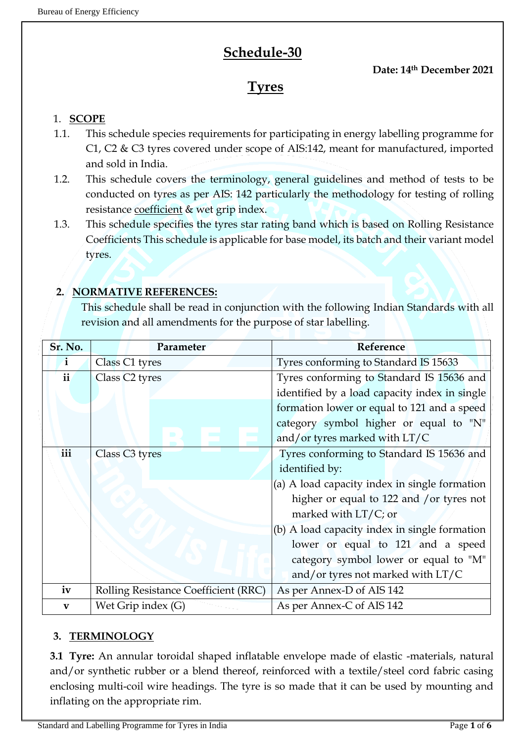# Schedule-30

**Date: 14th December 2021**

# Tyres

## 1. SCOPE

1.1. This schedule species requirements for participating in energy labelling programme for C1, C2 & C3 tyres covered under scope of AIS:142, meant for manufactured, imported and sold in India.

1.2. This schedule covers the terminology, general guidelines and method of tests to be conducted on tyres as per AIS: 142 particularly the methodology for testing of rolling resistance coefficient & wet grip index.

1.3. This schedule specifies the tyres star rating band which is based on Rolling Resistance Coefficients This schedule is applicable for base model, its batch and their variant model tyres.

## 2. NORMATIVE REFERENCES:

This schedule shall be read in conjunction with the following Indian Standards with all revision and all amendments for the purpose of star labelling.

| Sr. No. | Parameter | Reference |
|---|---|---|
| i | Class C1 tyres | Tyres conforming to Standard IS 15633 |
| ii | Class C2 tyres | Tyres conforming to Standard IS 15636 and identified by a load capacity index in single formation lower or equal to 121 and a speed category symbol higher or equal to "N" and/or tyres marked with LT/C |
| iii | Class C3 tyres | Tyres conforming to Standard IS 15636 and identified by:<br>(a) A load capacity index in single formation higher or equal to 122 and /or tyres not marked with LT/C; or<br>(b) A load capacity index in single formation lower or equal to 121 and a speed category symbol lower or equal to "M" and/or tyres not marked with LT/C |
| iv | Rolling Resistance Coefficient (RRC) | As per Annex-D of AIS 142 |
| v | Wet Grip index (G) | As per Annex-C of AIS 142 |

## 3. TERMINOLOGY

**3.1 Tyre:** An annular toroidal shaped inflatable envelope made of elastic -materials, natural and/or synthetic rubber or a blend thereof, reinforced with a textile/steel cord fabric casing enclosing multi-coil wire headings. The tyre is so made that it can be used by mounting and inflating on the appropriate rim.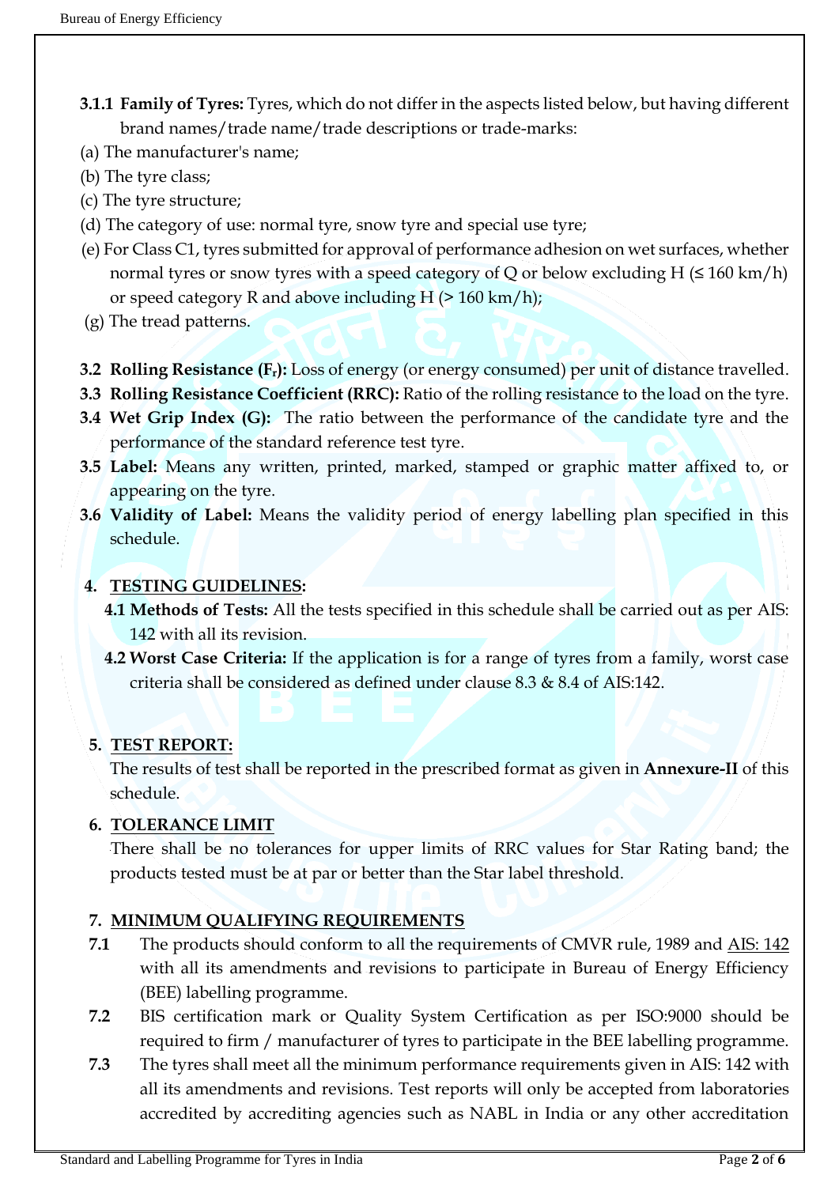**3.1.1 Family of Tyres:** Tyres, which do not differ in the aspects listed below, but having different brand names/trade name/trade descriptions or trade-marks:

(a) The manufacturer's name;

(b) The tyre class;

(c) The tyre structure;

(d) The category of use: normal tyre, snow tyre and special use tyre;

(e) For Class C1, tyres submitted for approval of performance adhesion on wet surfaces, whether normal tyres or snow tyres with a speed category of Q or below excluding H (≤ 160 km/h) or speed category R and above including H (> 160 km/h);

(g) The tread patterns.

**3.2 Rolling Resistance ($F_r$):** Loss of energy (or energy consumed) per unit of distance travelled.

**3.3 Rolling Resistance Coefficient (RRC):** Ratio of the rolling resistance to the load on the tyre.

**3.4 Wet Grip Index (G):** The ratio between the performance of the candidate tyre and the performance of the standard reference test tyre.

**3.5 Label:** Means any written, printed, marked, stamped or graphic matter affixed to, or appearing on the tyre.

**3.6 Validity of Label:** Means the validity period of energy labelling plan specified in this schedule.

## 4. TESTING GUIDELINES:

**4.1 Methods of Tests:** All the tests specified in this schedule shall be carried out as per AIS: 142 with all its revision.

**4.2 Worst Case Criteria:** If the application is for a range of tyres from a family, worst case criteria shall be considered as defined under clause 8.3 & 8.4 of AIS:142.

## 5. TEST REPORT:

The results of test shall be reported in the prescribed format as given in **Annexure-II** of this schedule.

## 6. TOLERANCE LIMIT

There shall be no tolerances for upper limits of RRC values for Star Rating band; the products tested must be at par or better than the Star label threshold.

## 7. MINIMUM QUALIFYING REQUIREMENTS

**7.1** The products should conform to all the requirements of CMVR rule, 1989 and AIS: 142 with all its amendments and revisions to participate in Bureau of Energy Efficiency (BEE) labelling programme.

**7.2** BIS certification mark or Quality System Certification as per ISO:9000 should be required to firm / manufacturer of tyres to participate in the BEE labelling programme.

**7.3** The tyres shall meet all the minimum performance requirements given in AIS: 142 with all its amendments and revisions. Test reports will only be accepted from laboratories accredited by accrediting agencies such as NABL in India or any other accreditation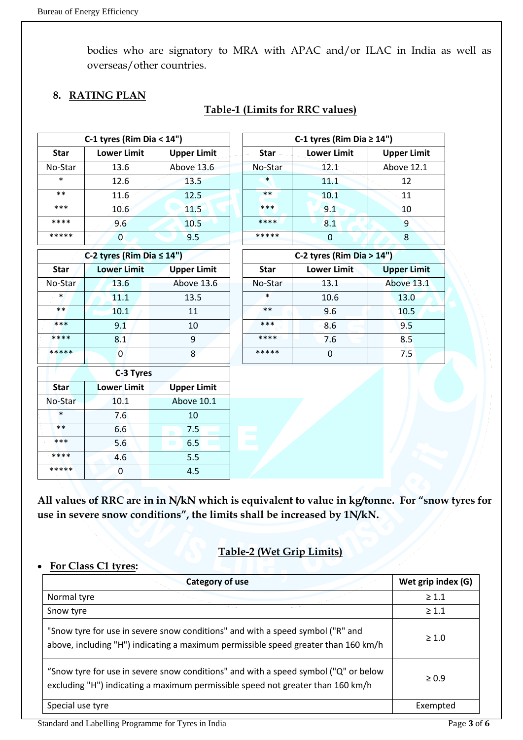bodies who are signatory to MRA with APAC and/or ILAC in India as well as overseas/other countries.

## 8. RATING PLAN

### Table-1 (Limits for RRC values)

| C-1 tyres (Rim Dia < 14") | | |
|---|---|---|
| **Star** | **Lower Limit** | **Upper Limit** |
| No-Star | 13.6 | Above 13.6 |
| * | 12.6 | 13.5 |
| ** | 11.6 | 12.5 |
| *** | 10.6 | 11.5 |
| **** | 9.6 | 10.5 |
| ***** | 0 | 9.5 |

| C-1 tyres (Rim Dia ≥ 14") | | |
|---|---|---|
| **Star** | **Lower Limit** | **Upper Limit** |
| No-Star | 12.1 | Above 12.1 |
| * | 11.1 | 12 |
| ** | 10.1 | 11 |
| *** | 9.1 | 10 |
| **** | 8.1 | 9 |
| ***** | 0 | 8 |

| C-2 tyres (Rim Dia ≤ 14") | | |
|---|---|---|
| **Star** | **Lower Limit** | **Upper Limit** |
| No-Star | 13.6 | Above 13.6 |
| * | 11.1 | 13.5 |
| ** | 10.1 | 11 |
| *** | 9.1 | 10 |
| **** | 8.1 | 9 |
| ***** | 0 | 8 |

| C-2 tyres (Rim Dia > 14") | | |
|---|---|---|
| **Star** | **Lower Limit** | **Upper Limit** |
| No-Star | 13.1 | Above 13.1 |
| * | 10.6 | 13.0 |
| ** | 9.6 | 10.5 |
| *** | 8.6 | 9.5 |
| **** | 7.6 | 8.5 |
| ***** | 0 | 7.5 |

| C-3 Tyres | | |
|---|---|---|
| **Star** | **Lower Limit** | **Upper Limit** |
| No-Star | 10.1 | Above 10.1 |
| * | 7.6 | 10 |
| ** | 6.6 | 7.5 |
| *** | 5.6 | 6.5 |
| **** | 4.6 | 5.5 |
| ***** | 0 | 4.5 |

**All values of RRC are in in N/kN which is equivalent to value in kg/tonne. For "snow tyres for use in severe snow conditions", the limits shall be increased by 1N/kN.**

### Table-2 (Wet Grip Limits)

- **For Class C1 tyres:**

| Category of use | Wet grip index (G) |
|---|---|
| Normal tyre | ≥ 1.1 |
| Snow tyre | ≥ 1.1 |
| "Snow tyre for use in severe snow conditions" and with a speed symbol ("R" and above, including "H") indicating a maximum permissible speed greater than 160 km/h | ≥ 1.0 |
| "Snow tyre for use in severe snow conditions" and with a speed symbol ("Q" or below excluding "H") indicating a maximum permissible speed not greater than 160 km/h | ≥ 0.9 |
| Special use tyre | Exempted |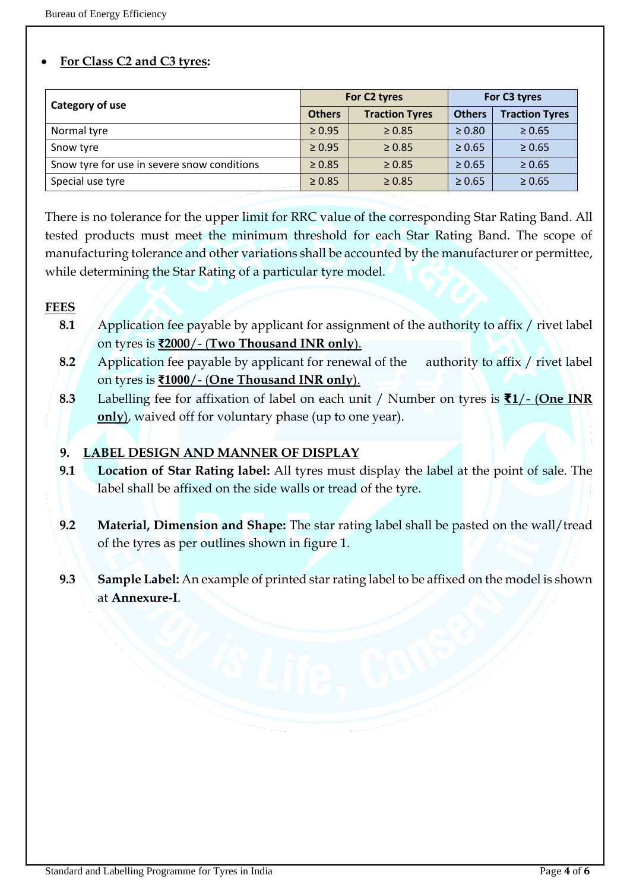- **For Class C2 and C3 tyres:**

| Category of use | For C2 tyres | | For C3 tyres | |
|---|---|---|---|---|
| | Others | Traction Tyres | Others | Traction Tyres |
| Normal tyre | ≥ 0.95 | ≥ 0.85 | ≥ 0.80 | ≥ 0.65 |
| Snow tyre | ≥ 0.95 | ≥ 0.85 | ≥ 0.65 | ≥ 0.65 |
| Snow tyre for use in severe snow conditions | ≥ 0.85 | ≥ 0.85 | ≥ 0.65 | ≥ 0.65 |
| Special use tyre | ≥ 0.85 | ≥ 0.85 | ≥ 0.65 | ≥ 0.65 |

There is no tolerance for the upper limit for RRC value of the corresponding Star Rating Band. All tested products must meet the minimum threshold for each Star Rating Band. The scope of manufacturing tolerance and other variations shall be accounted by the manufacturer or permittee, while determining the Star Rating of a particular tyre model.

**FEES**

**8.1** Application fee payable by applicant for assignment of the authority to affix / rivet label on tyres is **₹2000/- (Two Thousand INR only)**.

**8.2** Application fee payable by applicant for renewal of the authority to affix / rivet label on tyres is **₹1000/- (One Thousand INR only)**.

**8.3** Labelling fee for affixation of label on each unit / Number on tyres is **₹1/- (One INR only)**, waived off for voluntary phase (up to one year).

## 9. LABEL DESIGN AND MANNER OF DISPLAY

**9.1** **Location of Star Rating label:** All tyres must display the label at the point of sale. The label shall be affixed on the side walls or tread of the tyre.

**9.2** **Material, Dimension and Shape:** The star rating label shall be pasted on the wall/tread of the tyres as per outlines shown in figure 1.

**9.3** **Sample Label:** An example of printed star rating label to be affixed on the model is shown at **Annexure-I**.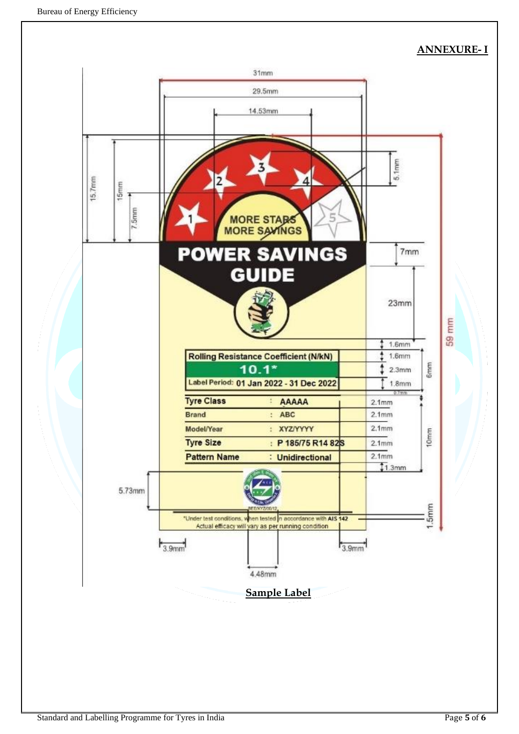## ANNEXURE- I

31mm
29.5mm
14.53mm
15.7mm
15mm
7.5mm
5.1mm

1 2 3 4 5

MORE STARS MORE SAVINGS

POWER SAVINGS GUIDE

7mm
23mm
59 mm
1.6mm
1.6mm
2.3mm
1.8mm
6mm
0.7mm

Rolling Resistance Coefficient (N/kN)

10.1*

Label Period: 01 Jan 2022 - 31 Dec 2022

Tyre Class : AAAAA
Brand : ABC
Model/Year : XYZ/YYYY
Tyre Size : P 185/75 R14 82S
Pattern Name : Unidirectional

2.1mm
2.1mm
2.1mm
2.1mm
2.1mm
10mm
1.3mm

5.73mm

BEE/XYZ/00/12

*Under test conditions, when tested in accordance with AIS 142
Actual efficacy will vary as per running condition

1.5mm
3.9mm
3.9mm
4.48mm

**Sample Label**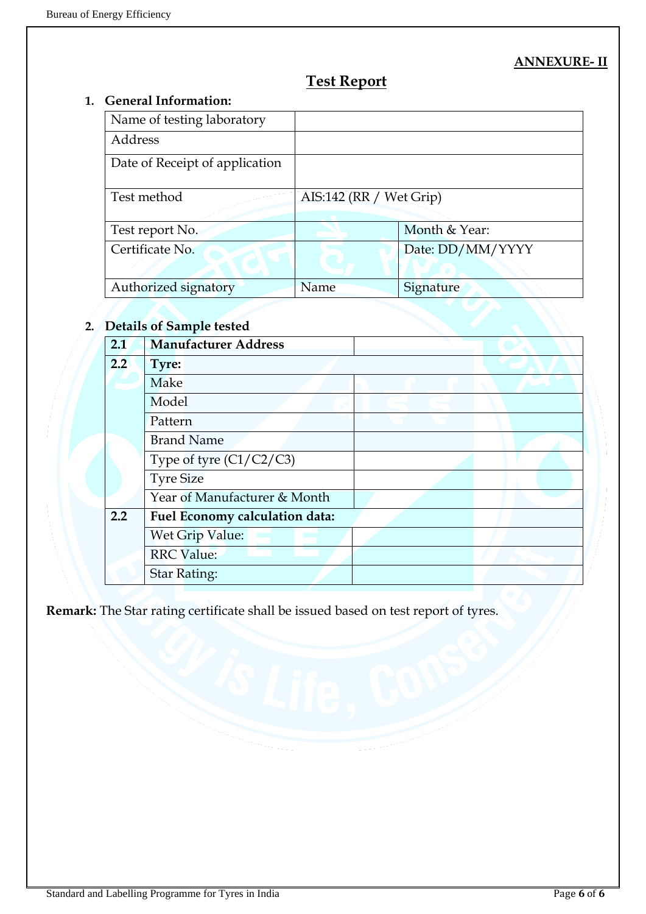**ANNEXURE- II**

# Test Report

**1. General Information:**

| | | |
|---|---|---|
| Name of testing laboratory | | |
| Address | | |
| Date of Receipt of application | | |
| Test method | AIS:142 (RR / Wet Grip) | |
| Test report No. | | Month & Year: |
| Certificate No. | | Date: DD/MM/YYYY |
| Authorized signatory | Name | Signature |

**2. Details of Sample tested**

| | | |
|---|---|---|
| **2.1** | **Manufacturer Address** | |
| **2.2** | **Tyre:** | |
| | Make | |
| | Model | |
| | Pattern | |
| | Brand Name | |
| | Type of tyre (C1/C2/C3) | |
| | Tyre Size | |
| | Year of Manufacturer & Month | |
| **2.2** | **Fuel Economy calculation data:** | |
| | Wet Grip Value: | |
| | RRC Value: | |
| | Star Rating: | |

**Remark:** The Star rating certificate shall be issued based on test report of tyres.